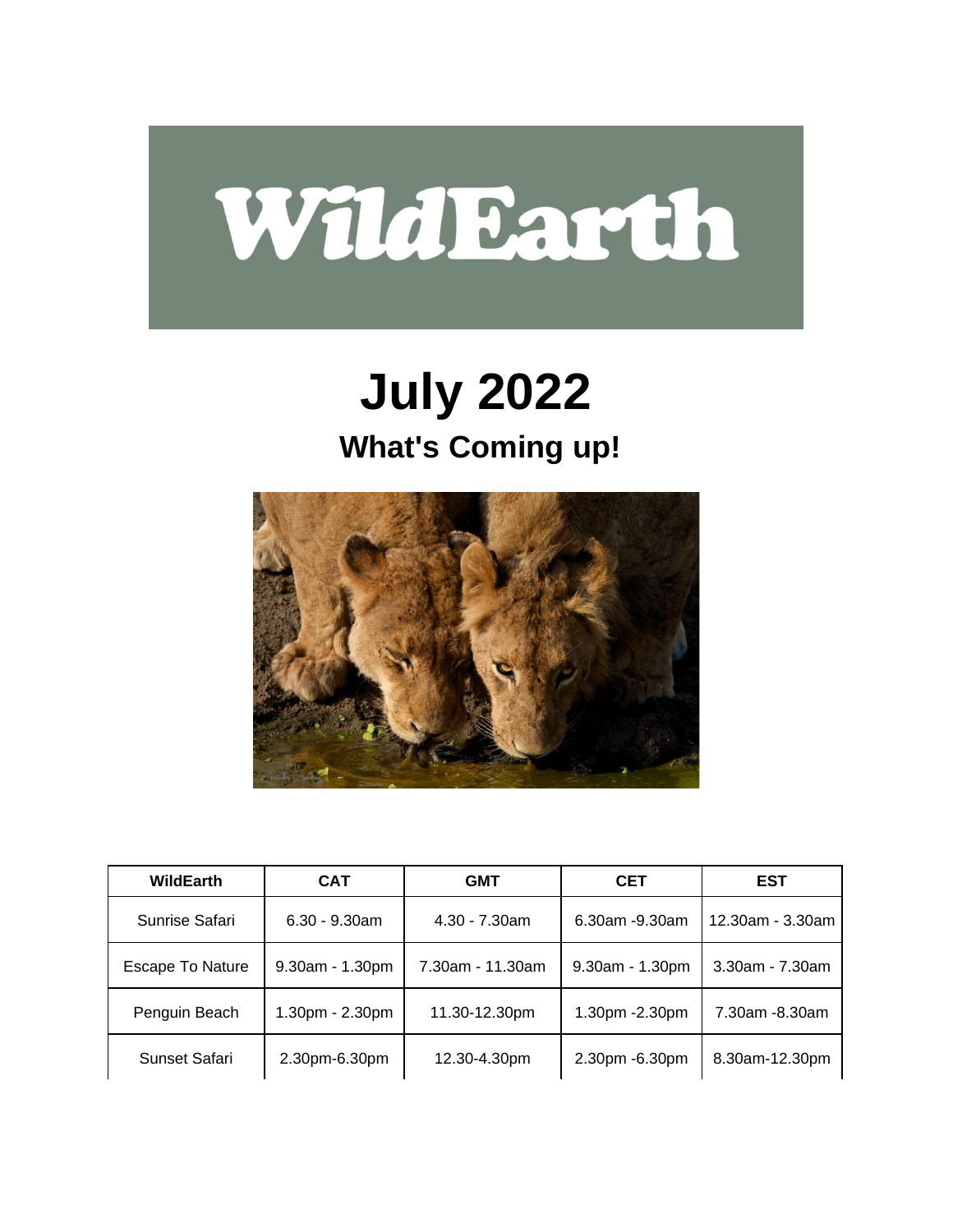# WildEarth

# July 2022

## What's Coming up!

| WildEarth | CAT | GMT | CET | EST |
|---|---|---|---|---|
| Sunrise Safari | 6.30 - 9.30am | 4.30 - 7.30am | 6.30am -9.30am | 12.30am - 3.30am |
| Escape To Nature | 9.30am - 1.30pm | 7.30am - 11.30am | 9.30am - 1.30pm | 3.30am - 7.30am |
| Penguin Beach | 1.30pm - 2.30pm | 11.30-12.30pm | 1.30pm -2.30pm | 7.30am -8.30am |
| Sunset Safari | 2.30pm-6.30pm | 12.30-4.30pm | 2.30pm -6.30pm | 8.30am-12.30pm |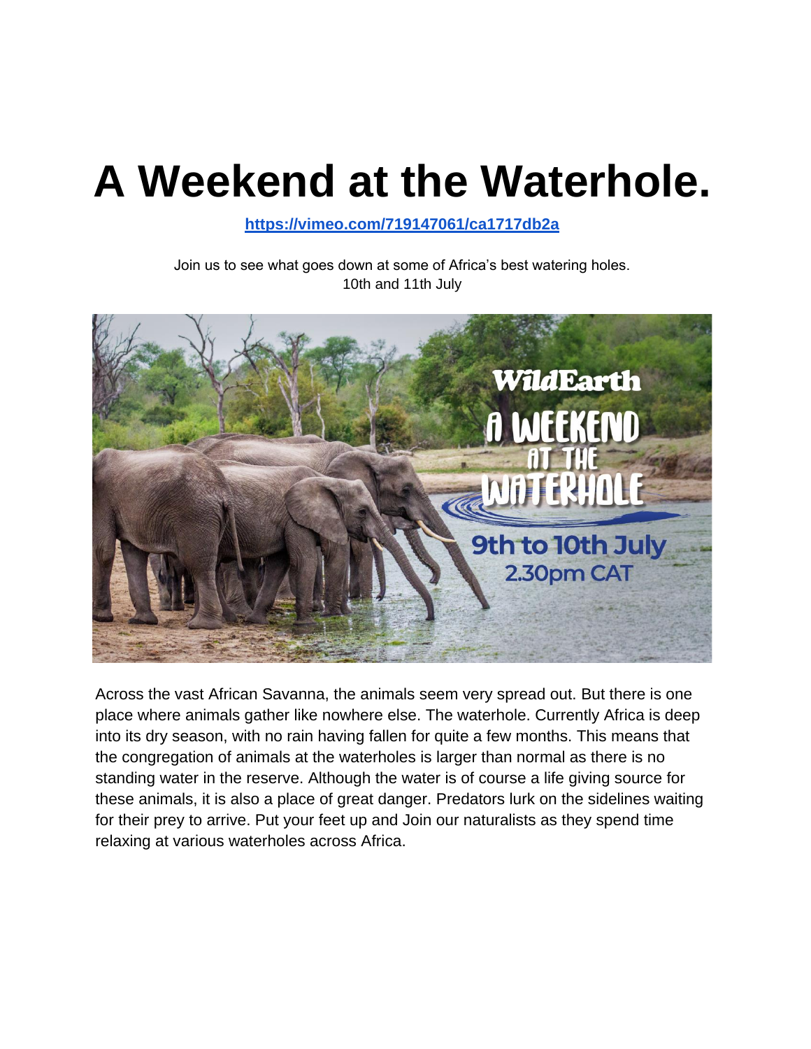# A Weekend at the Waterhole.

**https://vimeo.com/719147061/ca1717db2a**

Join us to see what goes down at some of Africa's best watering holes.
10th and 11th July

Across the vast African Savanna, the animals seem very spread out. But there is one place where animals gather like nowhere else. The waterhole. Currently Africa is deep into its dry season, with no rain having fallen for quite a few months. This means that the congregation of animals at the waterholes is larger than normal as there is no standing water in the reserve. Although the water is of course a life giving source for these animals, it is also a place of great danger. Predators lurk on the sidelines waiting for their prey to arrive. Put your feet up and Join our naturalists as they spend time relaxing at various waterholes across Africa.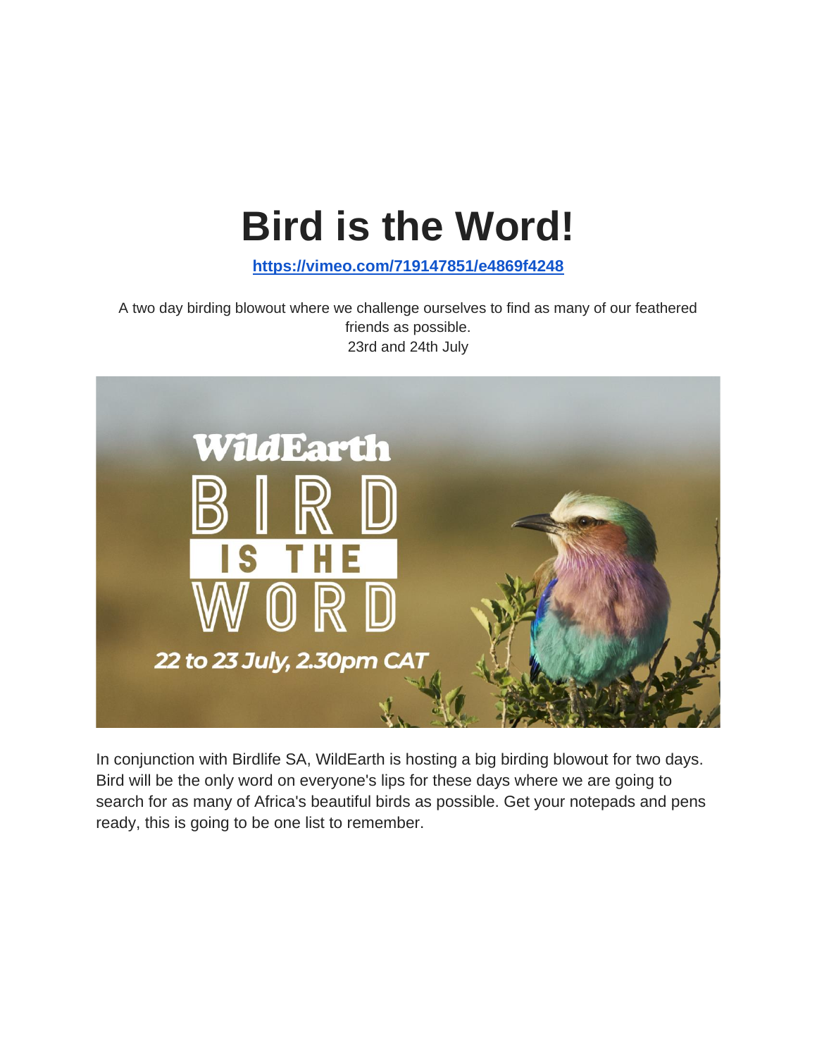# Bird is the Word!

https://vimeo.com/719147851/e4869f4248

A two day birding blowout where we challenge ourselves to find as many of our feathered friends as possible.
23rd and 24th July

In conjunction with Birdlife SA, WildEarth is hosting a big birding blowout for two days. Bird will be the only word on everyone's lips for these days where we are going to search for as many of Africa's beautiful birds as possible. Get your notepads and pens ready, this is going to be one list to remember.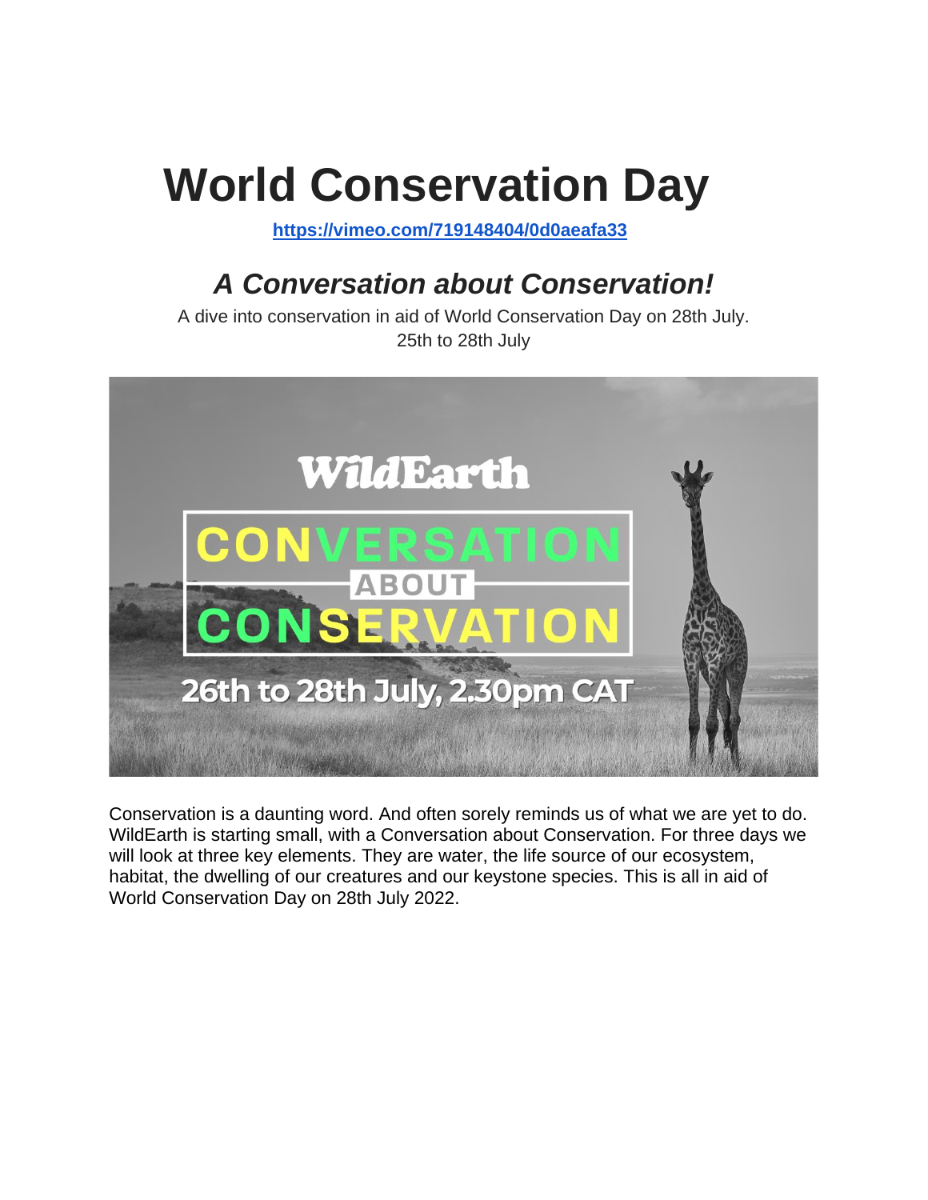# World Conservation Day

**https://vimeo.com/719148404/0d0aeafa33**

## *A Conversation about Conservation!*

A dive into conservation in aid of World Conservation Day on 28th July.
25th to 28th July

WildEarth
CONVERSATION
ABOUT
CONSERVATION
26th to 28th July, 2.30pm CAT

Conservation is a daunting word. And often sorely reminds us of what we are yet to do. WildEarth is starting small, with a Conversation about Conservation. For three days we will look at three key elements. They are water, the life source of our ecosystem, habitat, the dwelling of our creatures and our keystone species. This is all in aid of World Conservation Day on 28th July 2022.